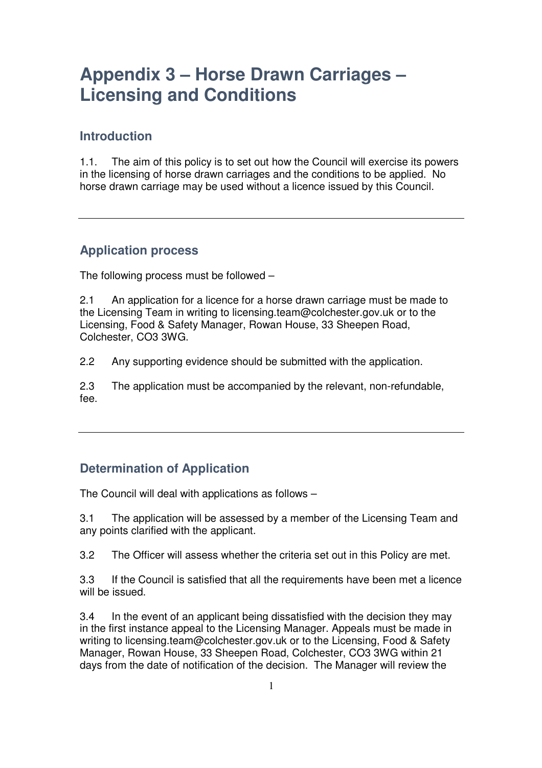# Appendix 3 – Horse Drawn Carriages – Licensing and Conditions

## Introduction

1.1. The aim of this policy is to set out how the Council will exercise its powers in the licensing of horse drawn carriages and the conditions to be applied. No horse drawn carriage may be used without a licence issued by this Council.

---

## Application process

The following process must be followed –

2.1 An application for a licence for a horse drawn carriage must be made to the Licensing Team in writing to licensing.team@colchester.gov.uk or to the Licensing, Food & Safety Manager, Rowan House, 33 Sheepen Road, Colchester, CO3 3WG.

2.2 Any supporting evidence should be submitted with the application.

2.3 The application must be accompanied by the relevant, non-refundable, fee.

---

## Determination of Application

The Council will deal with applications as follows –

3.1 The application will be assessed by a member of the Licensing Team and any points clarified with the applicant.

3.2 The Officer will assess whether the criteria set out in this Policy are met.

3.3 If the Council is satisfied that all the requirements have been met a licence will be issued.

3.4 In the event of an applicant being dissatisfied with the decision they may in the first instance appeal to the Licensing Manager. Appeals must be made in writing to licensing.team@colchester.gov.uk or to the Licensing, Food & Safety Manager, Rowan House, 33 Sheepen Road, Colchester, CO3 3WG within 21 days from the date of notification of the decision. The Manager will review the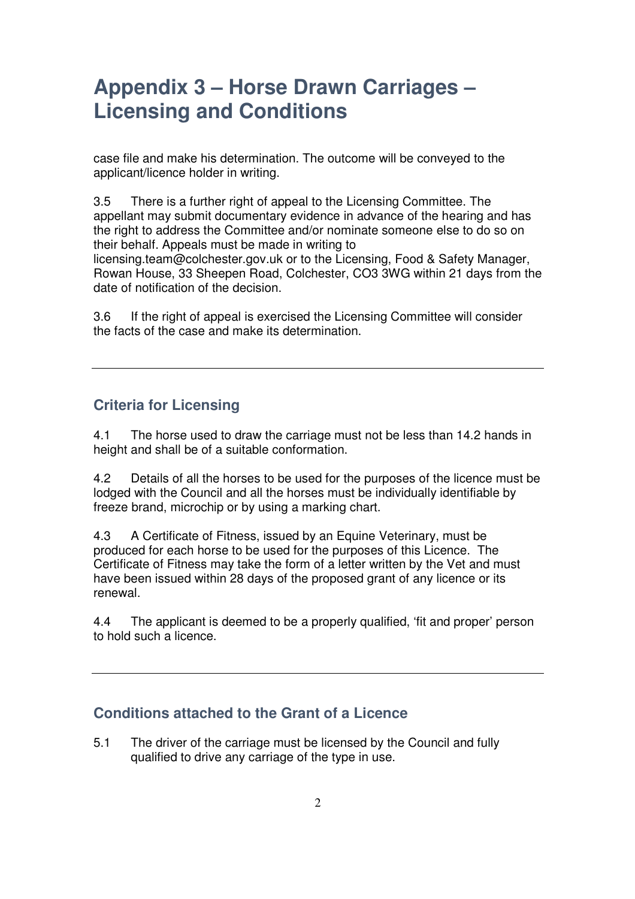# Appendix 3 – Horse Drawn Carriages – Licensing and Conditions

case file and make his determination. The outcome will be conveyed to the applicant/licence holder in writing.

3.5 There is a further right of appeal to the Licensing Committee. The appellant may submit documentary evidence in advance of the hearing and has the right to address the Committee and/or nominate someone else to do so on their behalf. Appeals must be made in writing to licensing.team@colchester.gov.uk or to the Licensing, Food & Safety Manager, Rowan House, 33 Sheepen Road, Colchester, CO3 3WG within 21 days from the date of notification of the decision.

3.6 If the right of appeal is exercised the Licensing Committee will consider the facts of the case and make its determination.

---

## Criteria for Licensing

4.1 The horse used to draw the carriage must not be less than 14.2 hands in height and shall be of a suitable conformation.

4.2 Details of all the horses to be used for the purposes of the licence must be lodged with the Council and all the horses must be individually identifiable by freeze brand, microchip or by using a marking chart.

4.3 A Certificate of Fitness, issued by an Equine Veterinary, must be produced for each horse to be used for the purposes of this Licence. The Certificate of Fitness may take the form of a letter written by the Vet and must have been issued within 28 days of the proposed grant of any licence or its renewal.

4.4 The applicant is deemed to be a properly qualified, 'fit and proper' person to hold such a licence.

---

## Conditions attached to the Grant of a Licence

5.1 The driver of the carriage must be licensed by the Council and fully qualified to drive any carriage of the type in use.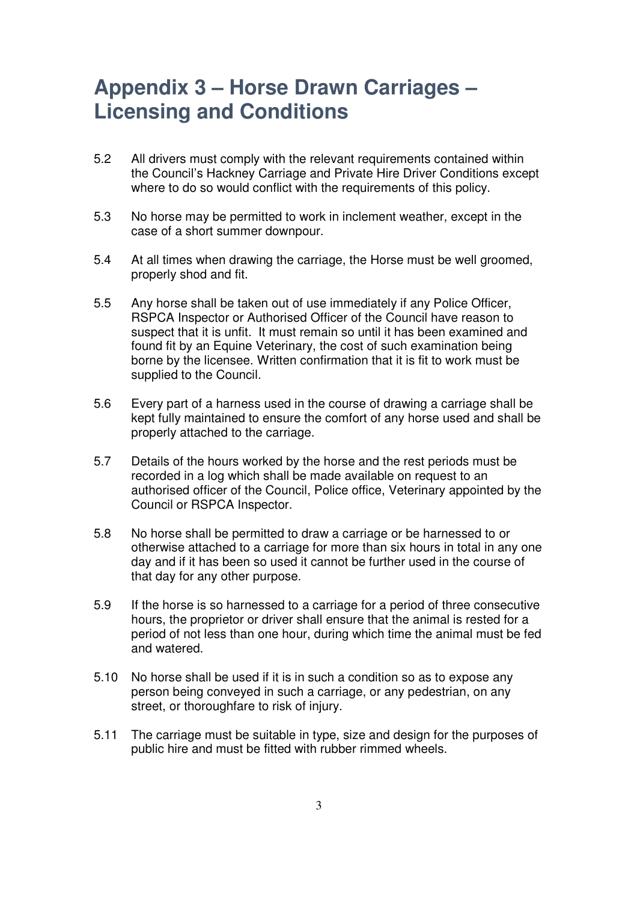# Appendix 3 – Horse Drawn Carriages – Licensing and Conditions

5.2 All drivers must comply with the relevant requirements contained within the Council's Hackney Carriage and Private Hire Driver Conditions except where to do so would conflict with the requirements of this policy.

5.3 No horse may be permitted to work in inclement weather, except in the case of a short summer downpour.

5.4 At all times when drawing the carriage, the Horse must be well groomed, properly shod and fit.

5.5 Any horse shall be taken out of use immediately if any Police Officer, RSPCA Inspector or Authorised Officer of the Council have reason to suspect that it is unfit. It must remain so until it has been examined and found fit by an Equine Veterinary, the cost of such examination being borne by the licensee. Written confirmation that it is fit to work must be supplied to the Council.

5.6 Every part of a harness used in the course of drawing a carriage shall be kept fully maintained to ensure the comfort of any horse used and shall be properly attached to the carriage.

5.7 Details of the hours worked by the horse and the rest periods must be recorded in a log which shall be made available on request to an authorised officer of the Council, Police office, Veterinary appointed by the Council or RSPCA Inspector.

5.8 No horse shall be permitted to draw a carriage or be harnessed to or otherwise attached to a carriage for more than six hours in total in any one day and if it has been so used it cannot be further used in the course of that day for any other purpose.

5.9 If the horse is so harnessed to a carriage for a period of three consecutive hours, the proprietor or driver shall ensure that the animal is rested for a period of not less than one hour, during which time the animal must be fed and watered.

5.10 No horse shall be used if it is in such a condition so as to expose any person being conveyed in such a carriage, or any pedestrian, on any street, or thoroughfare to risk of injury.

5.11 The carriage must be suitable in type, size and design for the purposes of public hire and must be fitted with rubber rimmed wheels.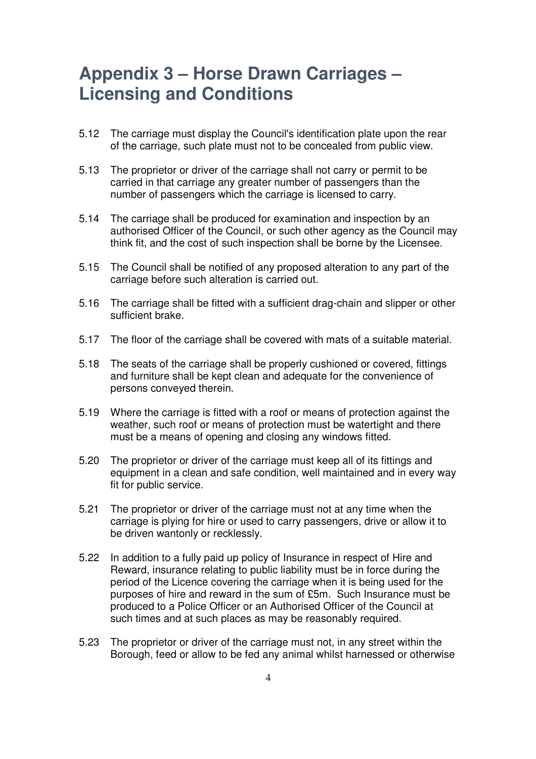# Appendix 3 – Horse Drawn Carriages – Licensing and Conditions

5.12 The carriage must display the Council's identification plate upon the rear of the carriage, such plate must not to be concealed from public view.

5.13 The proprietor or driver of the carriage shall not carry or permit to be carried in that carriage any greater number of passengers than the number of passengers which the carriage is licensed to carry.

5.14 The carriage shall be produced for examination and inspection by an authorised Officer of the Council, or such other agency as the Council may think fit, and the cost of such inspection shall be borne by the Licensee.

5.15 The Council shall be notified of any proposed alteration to any part of the carriage before such alteration is carried out.

5.16 The carriage shall be fitted with a sufficient drag-chain and slipper or other sufficient brake.

5.17 The floor of the carriage shall be covered with mats of a suitable material.

5.18 The seats of the carriage shall be properly cushioned or covered, fittings and furniture shall be kept clean and adequate for the convenience of persons conveyed therein.

5.19 Where the carriage is fitted with a roof or means of protection against the weather, such roof or means of protection must be watertight and there must be a means of opening and closing any windows fitted.

5.20 The proprietor or driver of the carriage must keep all of its fittings and equipment in a clean and safe condition, well maintained and in every way fit for public service.

5.21 The proprietor or driver of the carriage must not at any time when the carriage is plying for hire or used to carry passengers, drive or allow it to be driven wantonly or recklessly.

5.22 In addition to a fully paid up policy of Insurance in respect of Hire and Reward, insurance relating to public liability must be in force during the period of the Licence covering the carriage when it is being used for the purposes of hire and reward in the sum of £5m. Such Insurance must be produced to a Police Officer or an Authorised Officer of the Council at such times and at such places as may be reasonably required.

5.23 The proprietor or driver of the carriage must not, in any street within the Borough, feed or allow to be fed any animal whilst harnessed or otherwise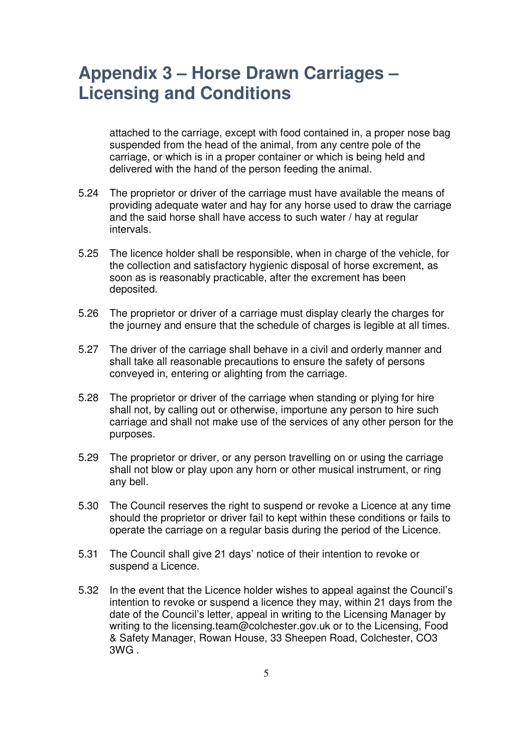# Appendix 3 – Horse Drawn Carriages – Licensing and Conditions

attached to the carriage, except with food contained in, a proper nose bag suspended from the head of the animal, from any centre pole of the carriage, or which is in a proper container or which is being held and delivered with the hand of the person feeding the animal.

5.24 The proprietor or driver of the carriage must have available the means of providing adequate water and hay for any horse used to draw the carriage and the said horse shall have access to such water / hay at regular intervals.

5.25 The licence holder shall be responsible, when in charge of the vehicle, for the collection and satisfactory hygienic disposal of horse excrement, as soon as is reasonably practicable, after the excrement has been deposited.

5.26 The proprietor or driver of a carriage must display clearly the charges for the journey and ensure that the schedule of charges is legible at all times.

5.27 The driver of the carriage shall behave in a civil and orderly manner and shall take all reasonable precautions to ensure the safety of persons conveyed in, entering or alighting from the carriage.

5.28 The proprietor or driver of the carriage when standing or plying for hire shall not, by calling out or otherwise, importune any person to hire such carriage and shall not make use of the services of any other person for the purposes.

5.29 The proprietor or driver, or any person travelling on or using the carriage shall not blow or play upon any horn or other musical instrument, or ring any bell.

5.30 The Council reserves the right to suspend or revoke a Licence at any time should the proprietor or driver fail to kept within these conditions or fails to operate the carriage on a regular basis during the period of the Licence.

5.31 The Council shall give 21 days' notice of their intention to revoke or suspend a Licence.

5.32 In the event that the Licence holder wishes to appeal against the Council's intention to revoke or suspend a licence they may, within 21 days from the date of the Council's letter, appeal in writing to the Licensing Manager by writing to the licensing.team@colchester.gov.uk or to the Licensing, Food & Safety Manager, Rowan House, 33 Sheepen Road, Colchester, CO3 3WG .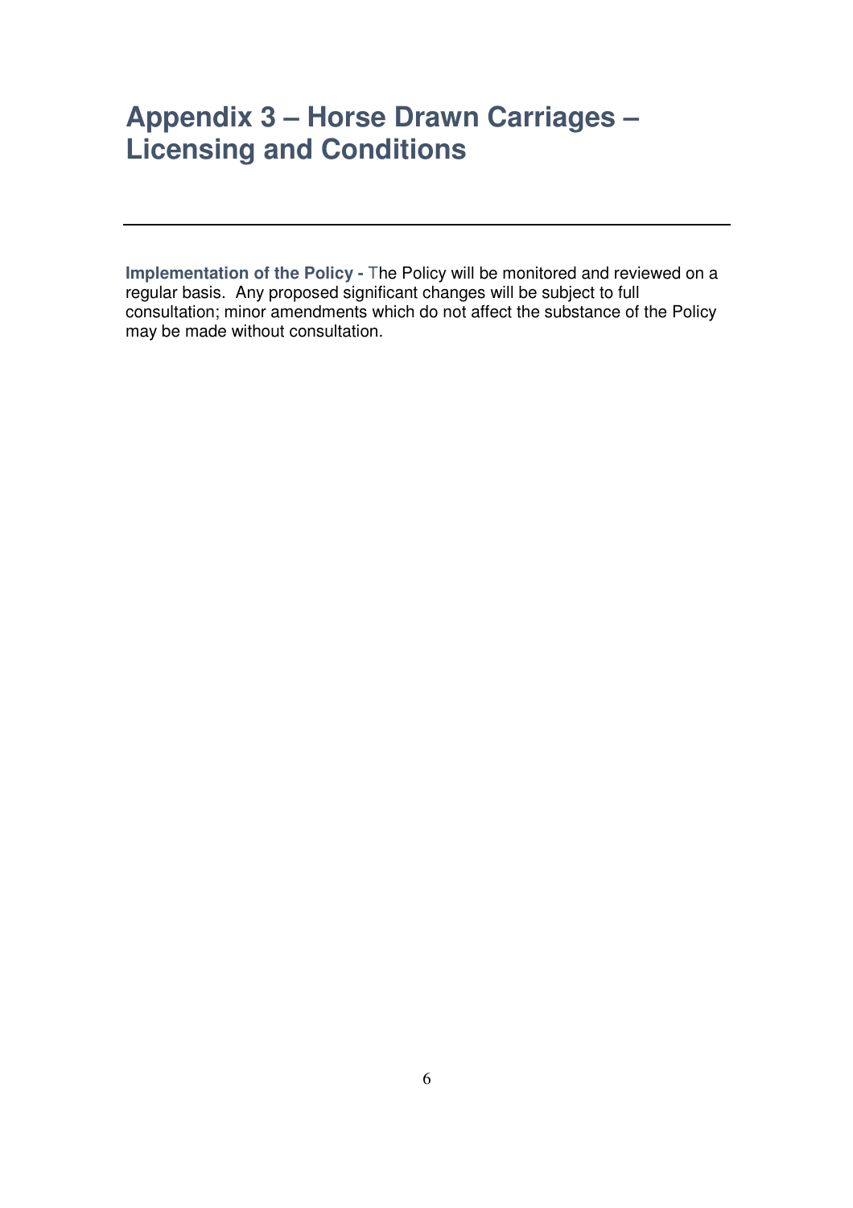# Appendix 3 – Horse Drawn Carriages – Licensing and Conditions

---

**Implementation of the Policy -** The Policy will be monitored and reviewed on a regular basis. Any proposed significant changes will be subject to full consultation; minor amendments which do not affect the substance of the Policy may be made without consultation.